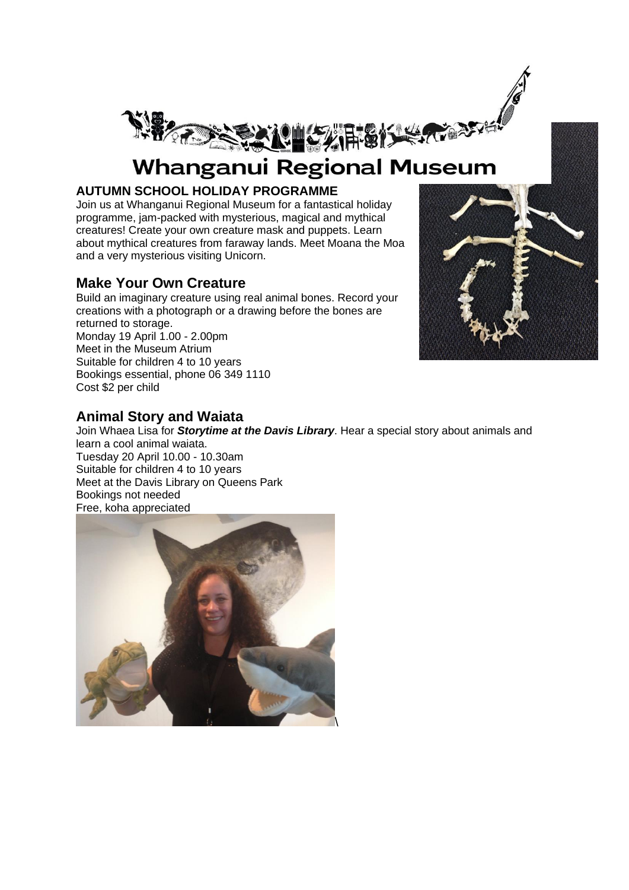# Whanganui Regional Museum

**AUTUMN SCHOOL HOLIDAY PROGRAMME**

Join us at Whanganui Regional Museum for a fantastical holiday programme, jam-packed with mysterious, magical and mythical creatures! Create your own creature mask and puppets. Learn about mythical creatures from faraway lands. Meet Moana the Moa and a very mysterious visiting Unicorn.

## Make Your Own Creature

Build an imaginary creature using real animal bones. Record your creations with a photograph or a drawing before the bones are returned to storage.
Monday 19 April 1.00 - 2.00pm
Meet in the Museum Atrium
Suitable for children 4 to 10 years
Bookings essential, phone 06 349 1110
Cost $2 per child

## Animal Story and Waiata

Join Whaea Lisa for ***Storytime at the Davis Library***. Hear a special story about animals and learn a cool animal waiata.
Tuesday 20 April 10.00 - 10.30am
Suitable for children 4 to 10 years
Meet at the Davis Library on Queens Park
Bookings not needed
Free, koha appreciated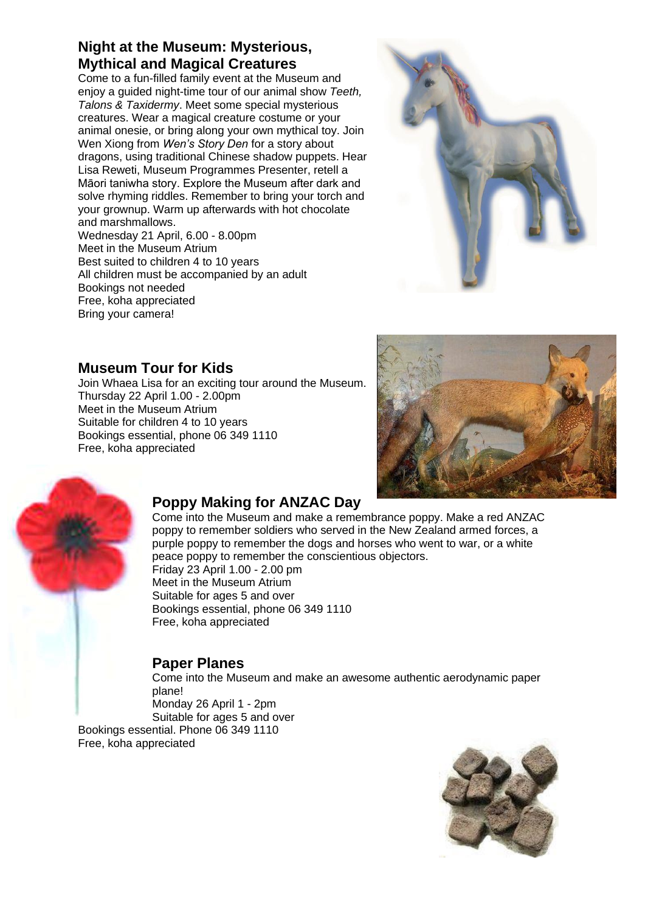## Night at the Museum: Mysterious, Mythical and Magical Creatures

Come to a fun-filled family event at the Museum and enjoy a guided night-time tour of our animal show *Teeth, Talons & Taxidermy*. Meet some special mysterious creatures. Wear a magical creature costume or your animal onesie, or bring along your own mythical toy. Join Wen Xiong from *Wen's Story Den* for a story about dragons, using traditional Chinese shadow puppets. Hear Lisa Reweti, Museum Programmes Presenter, retell a Māori taniwha story. Explore the Museum after dark and solve rhyming riddles. Remember to bring your torch and your grownup. Warm up afterwards with hot chocolate and marshmallows.
Wednesday 21 April, 6.00 - 8.00pm
Meet in the Museum Atrium
Best suited to children 4 to 10 years
All children must be accompanied by an adult
Bookings not needed
Free, koha appreciated
Bring your camera!

## Museum Tour for Kids

Join Whaea Lisa for an exciting tour around the Museum.
Thursday 22 April 1.00 - 2.00pm
Meet in the Museum Atrium
Suitable for children 4 to 10 years
Bookings essential, phone 06 349 1110
Free, koha appreciated

## Poppy Making for ANZAC Day

Come into the Museum and make a remembrance poppy. Make a red ANZAC poppy to remember soldiers who served in the New Zealand armed forces, a purple poppy to remember the dogs and horses who went to war, or a white peace poppy to remember the conscientious objectors.
Friday 23 April 1.00 - 2.00 pm
Meet in the Museum Atrium
Suitable for ages 5 and over
Bookings essential, phone 06 349 1110
Free, koha appreciated

## Paper Planes

Come into the Museum and make an awesome authentic aerodynamic paper plane!
Monday 26 April 1 - 2pm
Suitable for ages 5 and over
Bookings essential. Phone 06 349 1110
Free, koha appreciated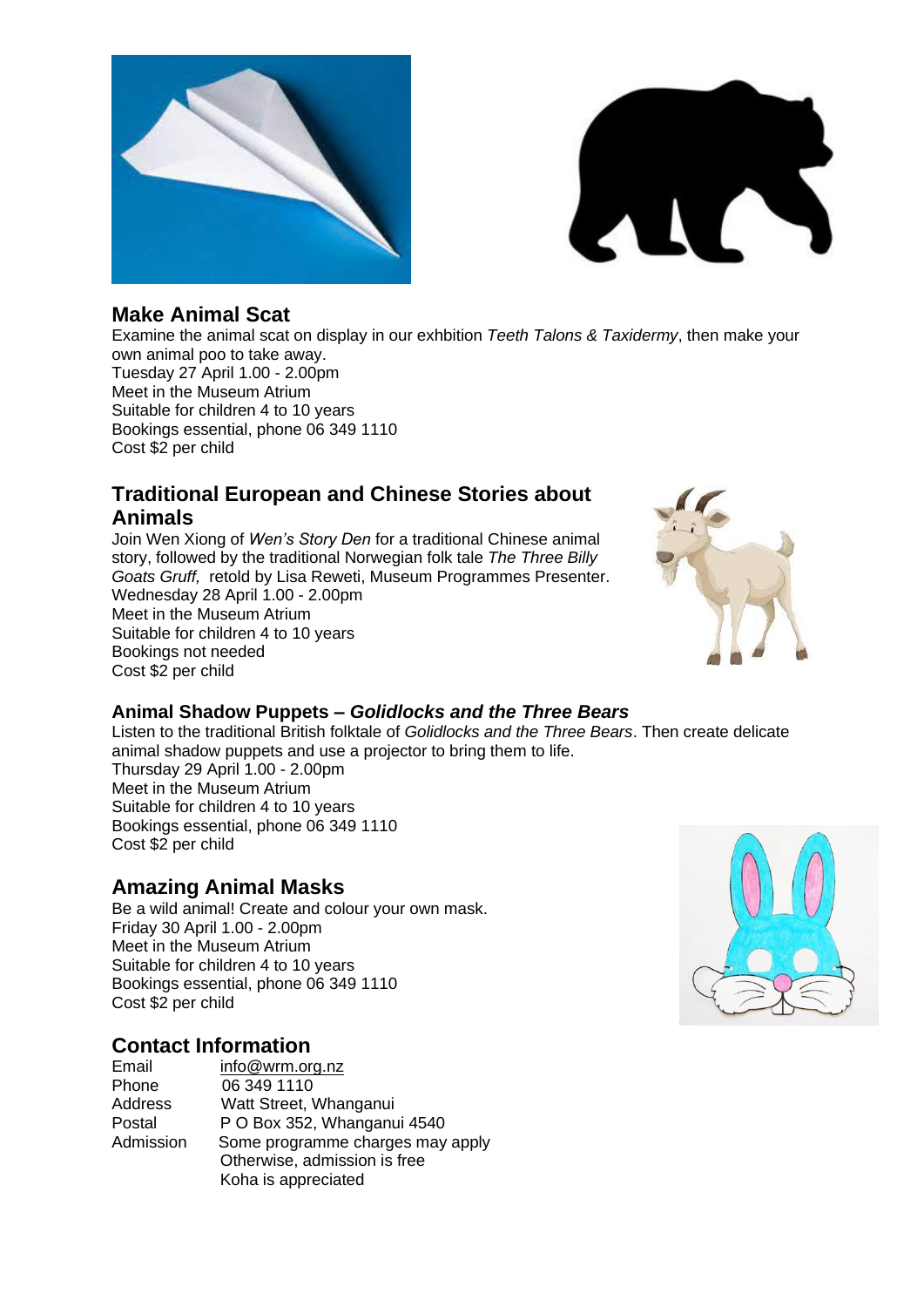## Make Animal Scat

Examine the animal scat on display in our exhbition *Teeth Talons & Taxidermy*, then make your own animal poo to take away.
Tuesday 27 April 1.00 - 2.00pm
Meet in the Museum Atrium
Suitable for children 4 to 10 years
Bookings essential, phone 06 349 1110
Cost $2 per child

## Traditional European and Chinese Stories about Animals

Join Wen Xiong of *Wen's Story Den* for a traditional Chinese animal story, followed by the traditional Norwegian folk tale *The Three Billy Goats Gruff,* retold by Lisa Reweti, Museum Programmes Presenter.
Wednesday 28 April 1.00 - 2.00pm
Meet in the Museum Atrium
Suitable for children 4 to 10 years
Bookings not needed
Cost $2 per child

### Animal Shadow Puppets – *Golidlocks and the Three Bears*

Listen to the traditional British folktale of *Golidlocks and the Three Bears*. Then create delicate animal shadow puppets and use a projector to bring them to life.
Thursday 29 April 1.00 - 2.00pm
Meet in the Museum Atrium
Suitable for children 4 to 10 years
Bookings essential, phone 06 349 1110
Cost $2 per child

## Amazing Animal Masks

Be a wild animal! Create and colour your own mask.
Friday 30 April 1.00 - 2.00pm
Meet in the Museum Atrium
Suitable for children 4 to 10 years
Bookings essential, phone 06 349 1110
Cost $2 per child

## Contact Information

| | |
|---|---|
| Email | info@wrm.org.nz |
| Phone | 06 349 1110 |
| Address | Watt Street, Whanganui |
| Postal | P O Box 352, Whanganui 4540 |
| Admission | Some programme charges may apply<br>Otherwise, admission is free<br>Koha is appreciated |